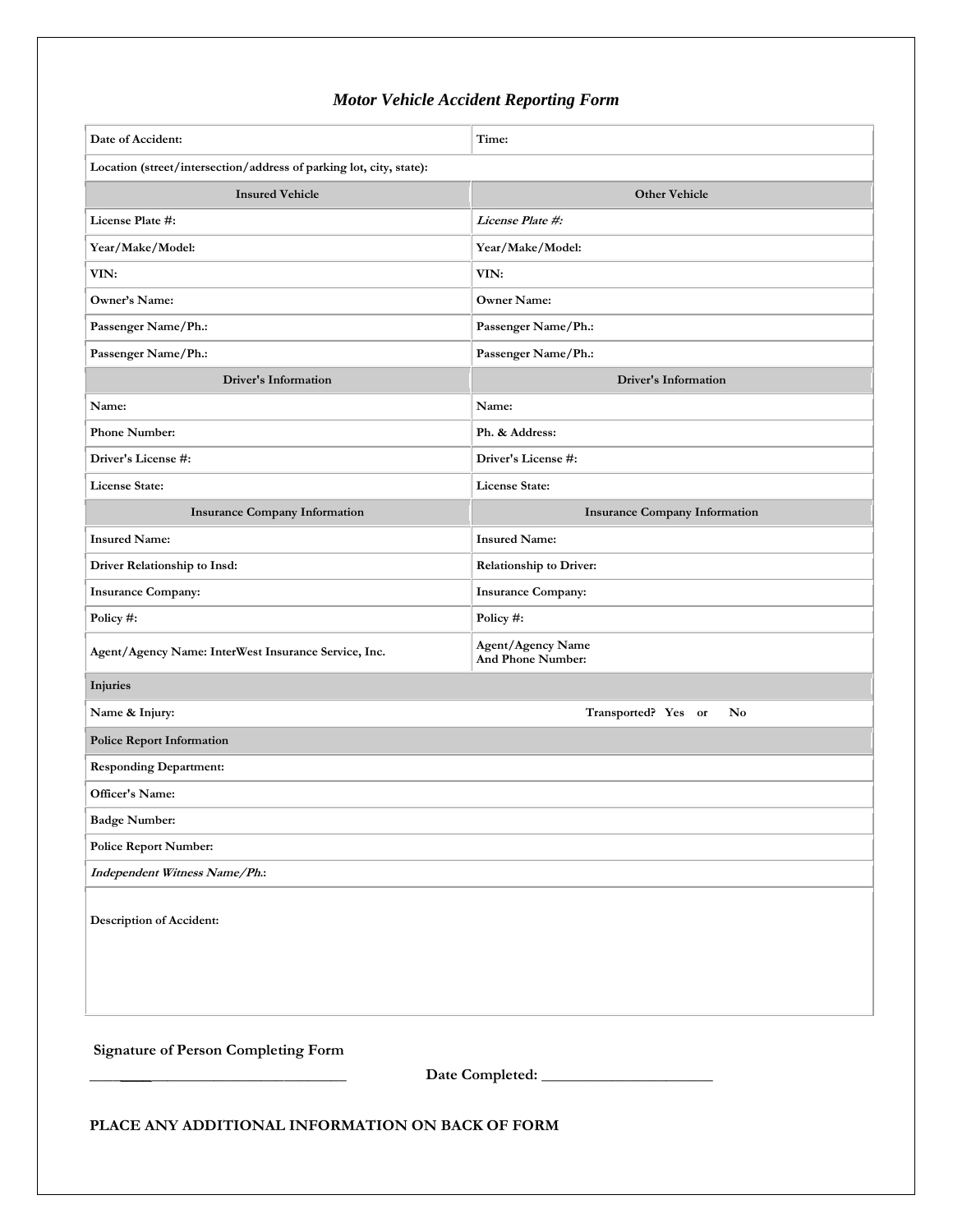# *Motor Vehicle Accident Reporting Form*

| Date of Accident: | Time: |
|---|---|
| Location (street/intersection/address of parking lot, city, state): | |
| **Insured Vehicle** | **Other Vehicle** |
| License Plate #: | *License Plate #:* |
| Year/Make/Model: | Year/Make/Model: |
| VIN: | VIN: |
| Owner's Name: | Owner Name: |
| Passenger Name/Ph.: | Passenger Name/Ph.: |
| Passenger Name/Ph.: | Passenger Name/Ph.: |
| **Driver's Information** | **Driver's Information** |
| Name: | Name: |
| Phone Number: | Ph. & Address: |
| Driver's License #: | Driver's License #: |
| License State: | License State: |
| **Insurance Company Information** | **Insurance Company Information** |
| Insured Name: | Insured Name: |
| Driver Relationship to Insd: | Relationship to Driver: |
| Insurance Company: | Insurance Company: |
| Policy #: | Policy #: |
| Agent/Agency Name: InterWest Insurance Service, Inc. | Agent/Agency Name And Phone Number: |
| **Injuries** | |
| Name & Injury: | Transported? Yes or No |
| **Police Report Information** | |
| Responding Department: | |
| Officer's Name: | |
| Badge Number: | |
| Police Report Number: | |
| *Independent Witness Name/Ph.:* | |
| Description of Accident: | |

**Signature of Person Completing Form**

______________________________ **Date Completed:** ______________________

**PLACE ANY ADDITIONAL INFORMATION ON BACK OF FORM**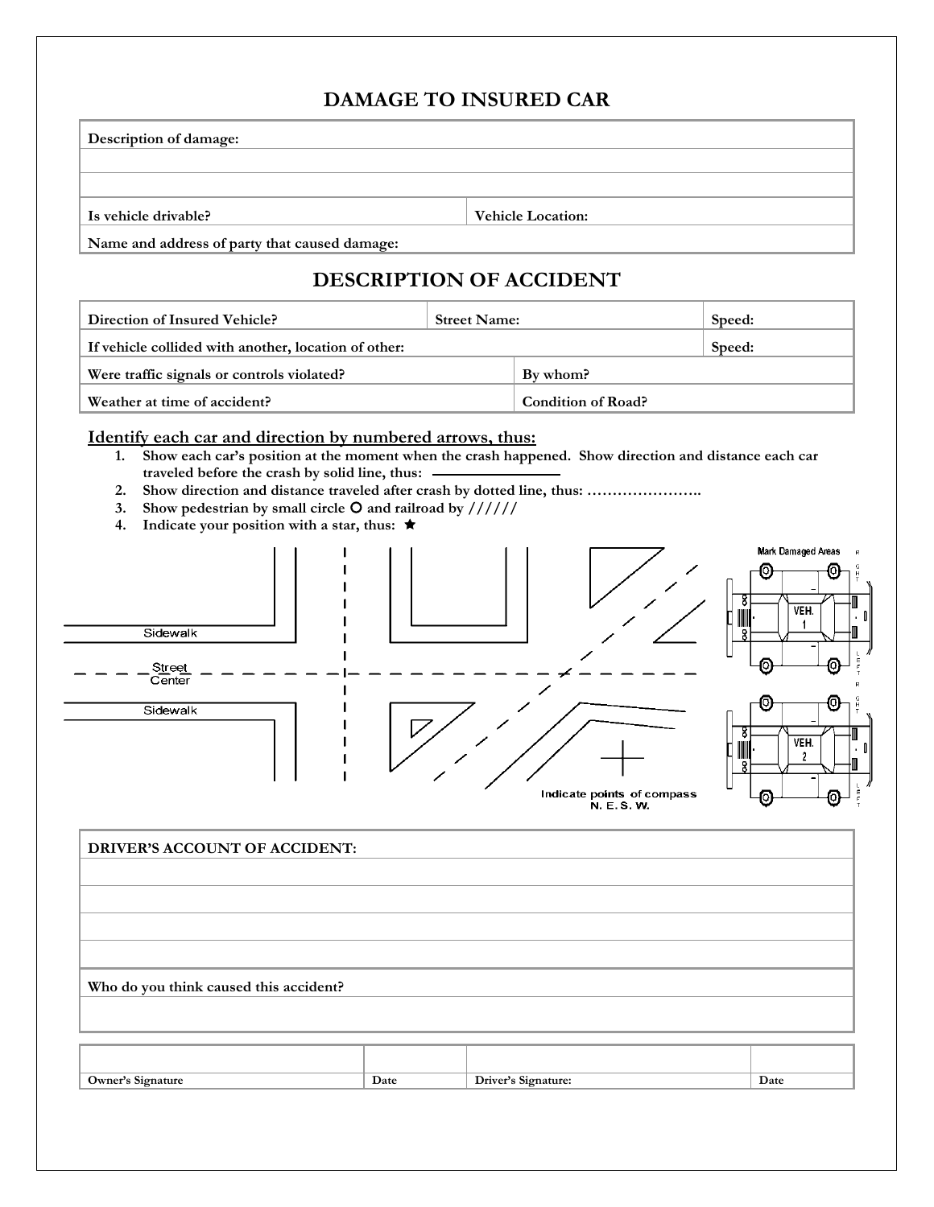## DAMAGE TO INSURED CAR

| | |
|---|---|
| **Description of damage:** | |
| | |
| | |
| **Is vehicle drivable?** | **Vehicle Location:** |
| **Name and address of party that caused damage:** | |

## DESCRIPTION OF ACCIDENT

| | | |
|---|---|---|
| **Direction of Insured Vehicle?** | **Street Name:** | **Speed:** |
| **If vehicle collided with another, location of other:** | | **Speed:** |
| **Were traffic signals or controls violated?** | **By whom?** | |
| **Weather at time of accident?** | **Condition of Road?** | |

**Identify each car and direction by numbered arrows, thus:**

1. **Show each car's position at the moment when the crash happened. Show direction and distance each car traveled before the crash by solid line, thus: ——————**
2. **Show direction and distance traveled after crash by dotted line, thus: …………………..**
3. **Show pedestrian by small circle O and railroad by //////**
4. **Indicate your position with a star, thus: ★**

Sidewalk

Street Center

Sidewalk

Indicate points of compass N. E. S. W.

Mark Damaged Areas

RIGHT

VEH. 1

LEFT

RIGHT

VEH. 2

LEFT

| |
|---|
| **DRIVER'S ACCOUNT OF ACCIDENT:** |
| |
| |
| |
| |
| **Who do you think caused this accident?** |
| |

| | | | |
|---|---|---|---|
| | | | |
| **Owner's Signature** | **Date** | **Driver's Signature:** | **Date** |